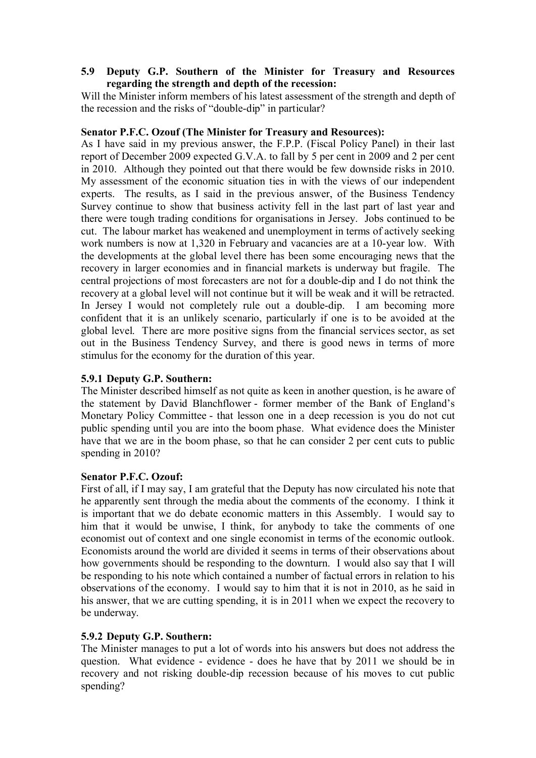### 5.9 Deputy G.P. Southern of the Minister for Treasury and Resources regarding the strength and depth of the recession:

Will the Minister inform members of his latest assessment of the strength and depth of the recession and the risks of "double-dip" in particular?

**Senator P.F.C. Ozouf (The Minister for Treasury and Resources):**

As I have said in my previous answer, the F.P.P. (Fiscal Policy Panel) in their last report of December 2009 expected G.V.A. to fall by 5 per cent in 2009 and 2 per cent in 2010. Although they pointed out that there would be few downside risks in 2010. My assessment of the economic situation ties in with the views of our independent experts. The results, as I said in the previous answer, of the Business Tendency Survey continue to show that business activity fell in the last part of last year and there were tough trading conditions for organisations in Jersey. Jobs continued to be cut. The labour market has weakened and unemployment in terms of actively seeking work numbers is now at 1,320 in February and vacancies are at a 10-year low. With the developments at the global level there has been some encouraging news that the recovery in larger economies and in financial markets is underway but fragile. The central projections of most forecasters are not for a double-dip and I do not think the recovery at a global level will not continue but it will be weak and it will be retracted. In Jersey I would not completely rule out a double-dip. I am becoming more confident that it is an unlikely scenario, particularly if one is to be avoided at the global level. There are more positive signs from the financial services sector, as set out in the Business Tendency Survey, and there is good news in terms of more stimulus for the economy for the duration of this year.

#### 5.9.1 Deputy G.P. Southern:

The Minister described himself as not quite as keen in another question, is he aware of the statement by David Blanchflower - former member of the Bank of England's Monetary Policy Committee - that lesson one in a deep recession is you do not cut public spending until you are into the boom phase. What evidence does the Minister have that we are in the boom phase, so that he can consider 2 per cent cuts to public spending in 2010?

**Senator P.F.C. Ozouf:**

First of all, if I may say, I am grateful that the Deputy has now circulated his note that he apparently sent through the media about the comments of the economy. I think it is important that we do debate economic matters in this Assembly. I would say to him that it would be unwise, I think, for anybody to take the comments of one economist out of context and one single economist in terms of the economic outlook. Economists around the world are divided it seems in terms of their observations about how governments should be responding to the downturn. I would also say that I will be responding to his note which contained a number of factual errors in relation to his observations of the economy. I would say to him that it is not in 2010, as he said in his answer, that we are cutting spending, it is in 2011 when we expect the recovery to be underway.

#### 5.9.2 Deputy G.P. Southern:

The Minister manages to put a lot of words into his answers but does not address the question. What evidence - evidence - does he have that by 2011 we should be in recovery and not risking double-dip recession because of his moves to cut public spending?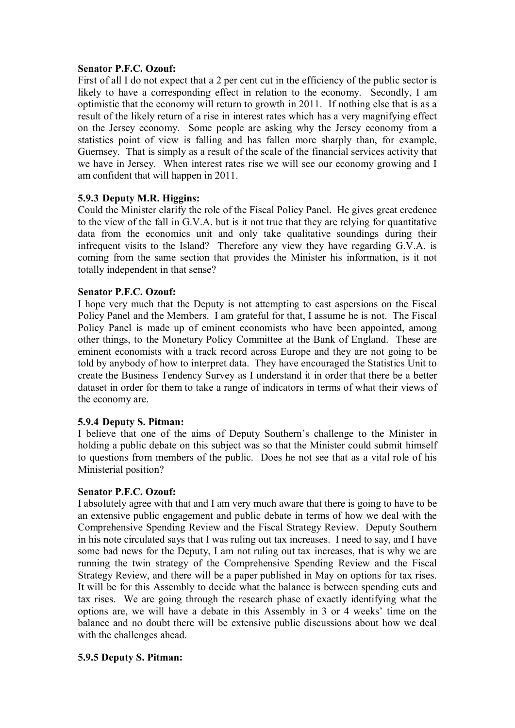**Senator P.F.C. Ozouf:**

First of all I do not expect that a 2 per cent cut in the efficiency of the public sector is likely to have a corresponding effect in relation to the economy. Secondly, I am optimistic that the economy will return to growth in 2011. If nothing else that is as a result of the likely return of a rise in interest rates which has a very magnifying effect on the Jersey economy. Some people are asking why the Jersey economy from a statistics point of view is falling and has fallen more sharply than, for example, Guernsey. That is simply as a result of the scale of the financial services activity that we have in Jersey. When interest rates rise we will see our economy growing and I am confident that will happen in 2011.

**5.9.3 Deputy M.R. Higgins:**

Could the Minister clarify the role of the Fiscal Policy Panel. He gives great credence to the view of the fall in G.V.A. but is it not true that they are relying for quantitative data from the economics unit and only take qualitative soundings during their infrequent visits to the Island? Therefore any view they have regarding G.V.A. is coming from the same section that provides the Minister his information, is it not totally independent in that sense?

**Senator P.F.C. Ozouf:**

I hope very much that the Deputy is not attempting to cast aspersions on the Fiscal Policy Panel and the Members. I am grateful for that, I assume he is not. The Fiscal Policy Panel is made up of eminent economists who have been appointed, among other things, to the Monetary Policy Committee at the Bank of England. These are eminent economists with a track record across Europe and they are not going to be told by anybody of how to interpret data. They have encouraged the Statistics Unit to create the Business Tendency Survey as I understand it in order that there be a better dataset in order for them to take a range of indicators in terms of what their views of the economy are.

**5.9.4 Deputy S. Pitman:**

I believe that one of the aims of Deputy Southern's challenge to the Minister in holding a public debate on this subject was so that the Minister could submit himself to questions from members of the public. Does he not see that as a vital role of his Ministerial position?

**Senator P.F.C. Ozouf:**

I absolutely agree with that and I am very much aware that there is going to have to be an extensive public engagement and public debate in terms of how we deal with the Comprehensive Spending Review and the Fiscal Strategy Review. Deputy Southern in his note circulated says that I was ruling out tax increases. I need to say, and I have some bad news for the Deputy, I am not ruling out tax increases, that is why we are running the twin strategy of the Comprehensive Spending Review and the Fiscal Strategy Review, and there will be a paper published in May on options for tax rises. It will be for this Assembly to decide what the balance is between spending cuts and tax rises. We are going through the research phase of exactly identifying what the options are, we will have a debate in this Assembly in 3 or 4 weeks' time on the balance and no doubt there will be extensive public discussions about how we deal with the challenges ahead.

**5.9.5 Deputy S. Pitman:**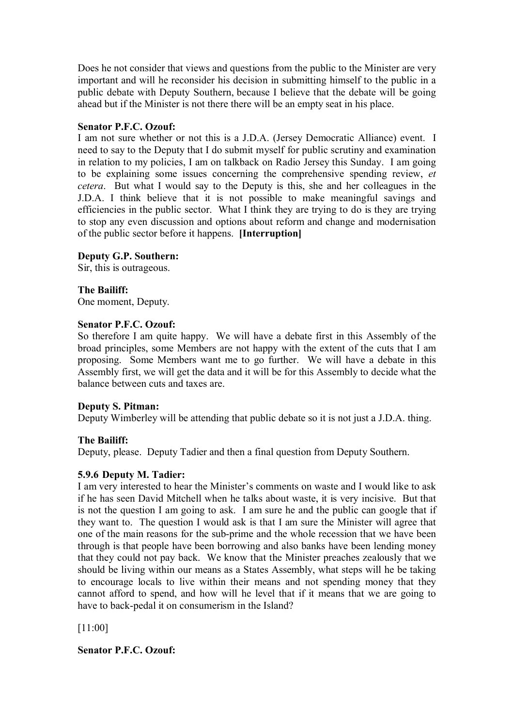Does he not consider that views and questions from the public to the Minister are very important and will he reconsider his decision in submitting himself to the public in a public debate with Deputy Southern, because I believe that the debate will be going ahead but if the Minister is not there there will be an empty seat in his place.

**Senator P.F.C. Ozouf:**

I am not sure whether or not this is a J.D.A. (Jersey Democratic Alliance) event. I need to say to the Deputy that I do submit myself for public scrutiny and examination in relation to my policies, I am on talkback on Radio Jersey this Sunday. I am going to be explaining some issues concerning the comprehensive spending review, *et cetera*. But what I would say to the Deputy is this, she and her colleagues in the J.D.A. I think believe that it is not possible to make meaningful savings and efficiencies in the public sector. What I think they are trying to do is they are trying to stop any even discussion and options about reform and change and modernisation of the public sector before it happens. **[Interruption]**

**Deputy G.P. Southern:**

Sir, this is outrageous.

**The Bailiff:**

One moment, Deputy.

**Senator P.F.C. Ozouf:**

So therefore I am quite happy. We will have a debate first in this Assembly of the broad principles, some Members are not happy with the extent of the cuts that I am proposing. Some Members want me to go further. We will have a debate in this Assembly first, we will get the data and it will be for this Assembly to decide what the balance between cuts and taxes are.

**Deputy S. Pitman:**

Deputy Wimberley will be attending that public debate so it is not just a J.D.A. thing.

**The Bailiff:**

Deputy, please. Deputy Tadier and then a final question from Deputy Southern.

**5.9.6 Deputy M. Tadier:**

I am very interested to hear the Minister's comments on waste and I would like to ask if he has seen David Mitchell when he talks about waste, it is very incisive. But that is not the question I am going to ask. I am sure he and the public can google that if they want to. The question I would ask is that I am sure the Minister will agree that one of the main reasons for the sub-prime and the whole recession that we have been through is that people have been borrowing and also banks have been lending money that they could not pay back. We know that the Minister preaches zealously that we should be living within our means as a States Assembly, what steps will he be taking to encourage locals to live within their means and not spending money that they cannot afford to spend, and how will he level that if it means that we are going to have to back-pedal it on consumerism in the Island?

[11:00]

**Senator P.F.C. Ozouf:**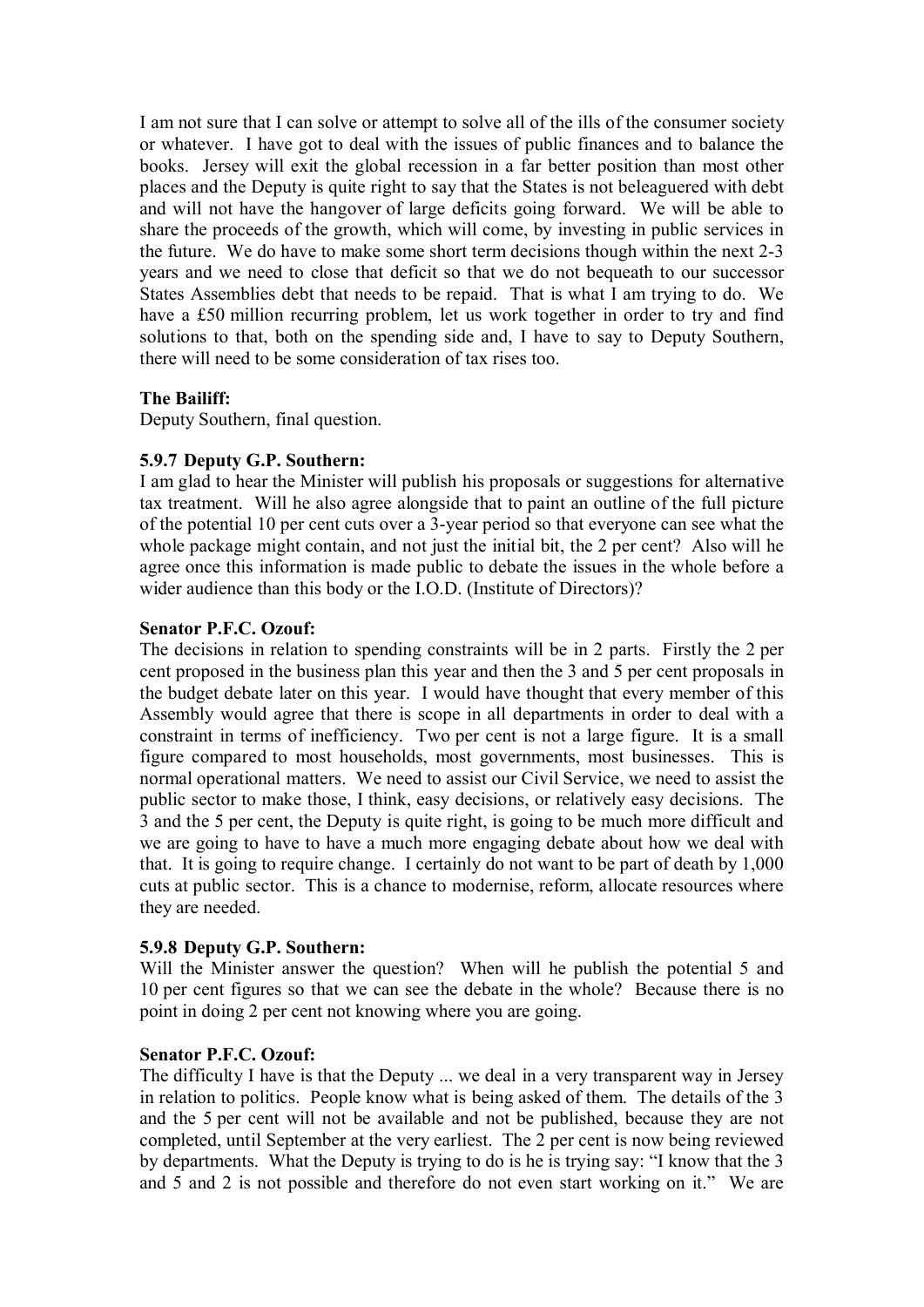I am not sure that I can solve or attempt to solve all of the ills of the consumer society or whatever. I have got to deal with the issues of public finances and to balance the books. Jersey will exit the global recession in a far better position than most other places and the Deputy is quite right to say that the States is not beleaguered with debt and will not have the hangover of large deficits going forward. We will be able to share the proceeds of the growth, which will come, by investing in public services in the future. We do have to make some short term decisions though within the next 2-3 years and we need to close that deficit so that we do not bequeath to our successor States Assemblies debt that needs to be repaid. That is what I am trying to do. We have a £50 million recurring problem, let us work together in order to try and find solutions to that, both on the spending side and, I have to say to Deputy Southern, there will need to be some consideration of tax rises too.

**The Bailiff:**

Deputy Southern, final question.

**5.9.7 Deputy G.P. Southern:**

I am glad to hear the Minister will publish his proposals or suggestions for alternative tax treatment. Will he also agree alongside that to paint an outline of the full picture of the potential 10 per cent cuts over a 3-year period so that everyone can see what the whole package might contain, and not just the initial bit, the 2 per cent? Also will he agree once this information is made public to debate the issues in the whole before a wider audience than this body or the I.O.D. (Institute of Directors)?

**Senator P.F.C. Ozouf:**

The decisions in relation to spending constraints will be in 2 parts. Firstly the 2 per cent proposed in the business plan this year and then the 3 and 5 per cent proposals in the budget debate later on this year. I would have thought that every member of this Assembly would agree that there is scope in all departments in order to deal with a constraint in terms of inefficiency. Two per cent is not a large figure. It is a small figure compared to most households, most governments, most businesses. This is normal operational matters. We need to assist our Civil Service, we need to assist the public sector to make those, I think, easy decisions, or relatively easy decisions. The 3 and the 5 per cent, the Deputy is quite right, is going to be much more difficult and we are going to have to have a much more engaging debate about how we deal with that. It is going to require change. I certainly do not want to be part of death by 1,000 cuts at public sector. This is a chance to modernise, reform, allocate resources where they are needed.

**5.9.8 Deputy G.P. Southern:**

Will the Minister answer the question? When will he publish the potential 5 and 10 per cent figures so that we can see the debate in the whole? Because there is no point in doing 2 per cent not knowing where you are going.

**Senator P.F.C. Ozouf:**

The difficulty I have is that the Deputy ... we deal in a very transparent way in Jersey in relation to politics. People know what is being asked of them. The details of the 3 and the 5 per cent will not be available and not be published, because they are not completed, until September at the very earliest. The 2 per cent is now being reviewed by departments. What the Deputy is trying to do is he is trying say: "I know that the 3 and 5 and 2 is not possible and therefore do not even start working on it." We are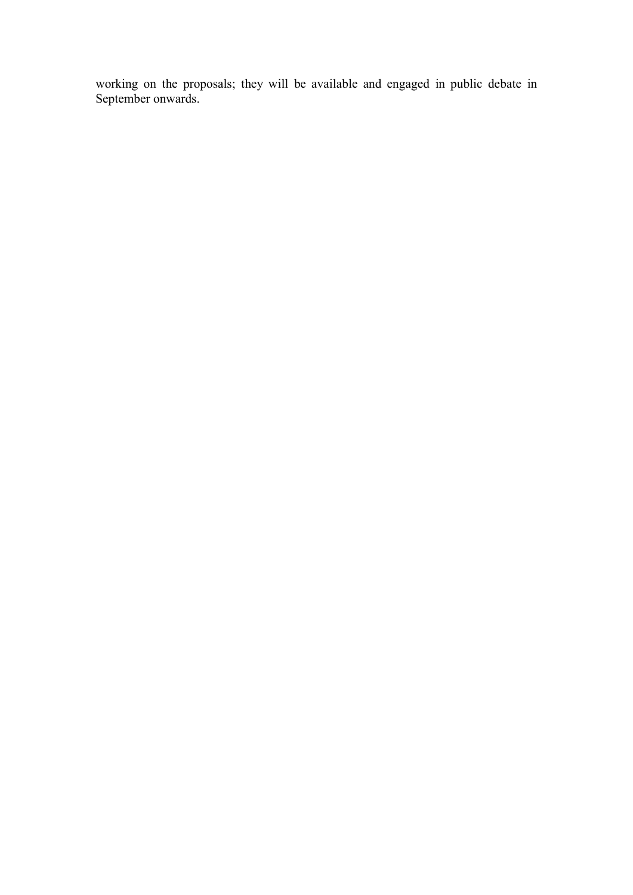working on the proposals; they will be available and engaged in public debate in September onwards.